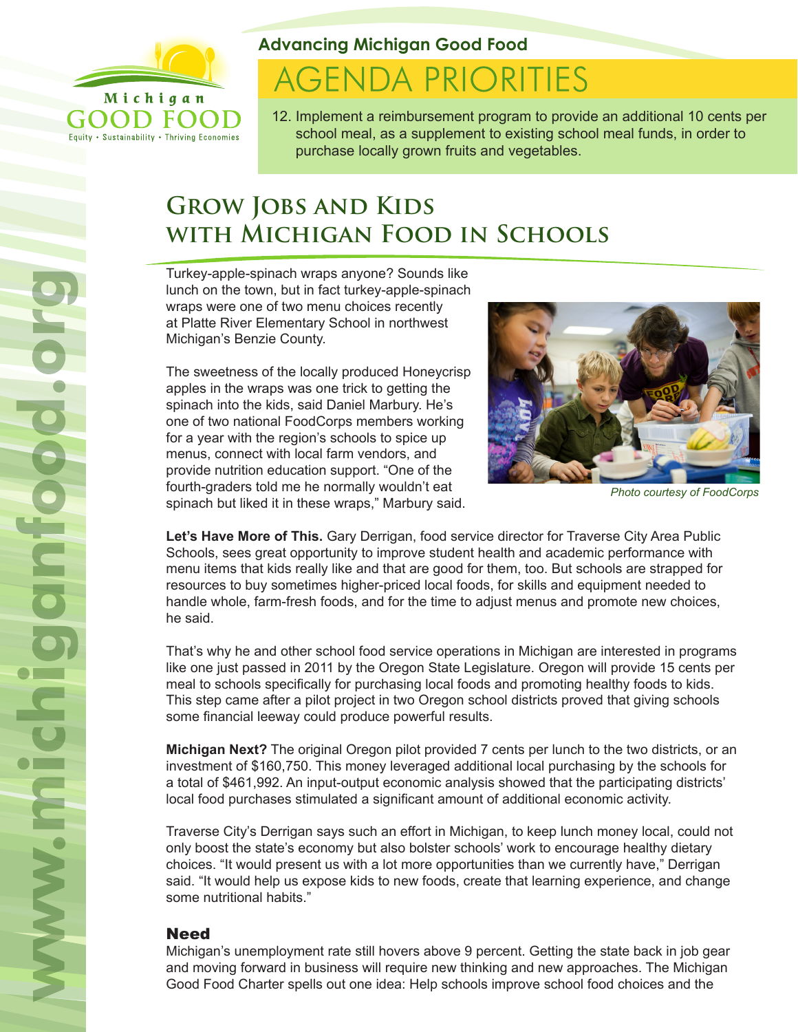Michigan GOOD FOOD

Equity • Sustainability • Thriving Economies

### Advancing Michigan Good Food

# AGENDA PRIORITIES

12. Implement a reimbursement program to provide an additional 10 cents per school meal, as a supplement to existing school meal funds, in order to purchase locally grown fruits and vegetables.

## Grow Jobs and Kids with Michigan Food in Schools

Turkey-apple-spinach wraps anyone? Sounds like lunch on the town, but in fact turkey-apple-spinach wraps were one of two menu choices recently at Platte River Elementary School in northwest Michigan's Benzie County.

The sweetness of the locally produced Honeycrisp apples in the wraps was one trick to getting the spinach into the kids, said Daniel Marbury. He's one of two national FoodCorps members working for a year with the region's schools to spice up menus, connect with local farm vendors, and provide nutrition education support. "One of the fourth-graders told me he normally wouldn't eat spinach but liked it in these wraps," Marbury said.

*Photo courtesy of FoodCorps*

**Let's Have More of This.** Gary Derrigan, food service director for Traverse City Area Public Schools, sees great opportunity to improve student health and academic performance with menu items that kids really like and that are good for them, too. But schools are strapped for resources to buy sometimes higher-priced local foods, for skills and equipment needed to handle whole, farm-fresh foods, and for the time to adjust menus and promote new choices, he said.

That's why he and other school food service operations in Michigan are interested in programs like one just passed in 2011 by the Oregon State Legislature. Oregon will provide 15 cents per meal to schools specifically for purchasing local foods and promoting healthy foods to kids. This step came after a pilot project in two Oregon school districts proved that giving schools some financial leeway could produce powerful results.

**Michigan Next?** The original Oregon pilot provided 7 cents per lunch to the two districts, or an investment of $160,750. This money leveraged additional local purchasing by the schools for a total of $461,992. An input-output economic analysis showed that the participating districts' local food purchases stimulated a significant amount of additional economic activity.

Traverse City's Derrigan says such an effort in Michigan, to keep lunch money local, could not only boost the state's economy but also bolster schools' work to encourage healthy dietary choices. "It would present us with a lot more opportunities than we currently have," Derrigan said. "It would help us expose kids to new foods, create that learning experience, and change some nutritional habits."

### Need

Michigan's unemployment rate still hovers above 9 percent. Getting the state back in job gear and moving forward in business will require new thinking and new approaches. The Michigan Good Food Charter spells out one idea: Help schools improve school food choices and the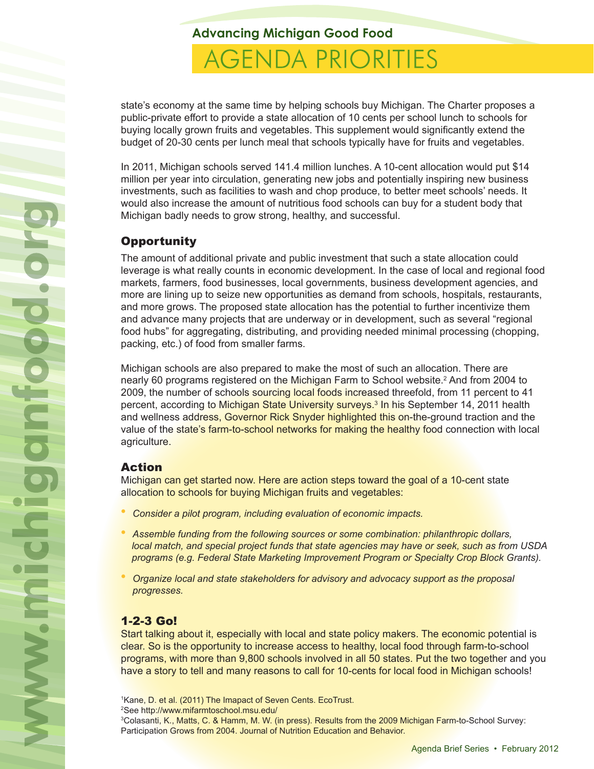state's economy at the same time by helping schools buy Michigan. The Charter proposes a public-private effort to provide a state allocation of 10 cents per school lunch to schools for buying locally grown fruits and vegetables. This supplement would significantly extend the budget of 20-30 cents per lunch meal that schools typically have for fruits and vegetables.

In 2011, Michigan schools served 141.4 million lunches. A 10-cent allocation would put $14 million per year into circulation, generating new jobs and potentially inspiring new business investments, such as facilities to wash and chop produce, to better meet schools' needs. It would also increase the amount of nutritious food schools can buy for a student body that Michigan badly needs to grow strong, healthy, and successful.

## Opportunity

The amount of additional private and public investment that such a state allocation could leverage is what really counts in economic development. In the case of local and regional food markets, farmers, food businesses, local governments, business development agencies, and more are lining up to seize new opportunities as demand from schools, hospitals, restaurants, and more grows. The proposed state allocation has the potential to further incentivize them and advance many projects that are underway or in development, such as several "regional food hubs" for aggregating, distributing, and providing needed minimal processing (chopping, packing, etc.) of food from smaller farms.

Michigan schools are also prepared to make the most of such an allocation. There are nearly 60 programs registered on the Michigan Farm to School website.[2] And from 2004 to 2009, the number of schools sourcing local foods increased threefold, from 11 percent to 41 percent, according to Michigan State University surveys.[3] In his September 14, 2011 health and wellness address, Governor Rick Snyder highlighted this on-the-ground traction and the value of the state's farm-to-school networks for making the healthy food connection with local agriculture.

## Action

Michigan can get started now. Here are action steps toward the goal of a 10-cent state allocation to schools for buying Michigan fruits and vegetables:

- *Consider a pilot program, including evaluation of economic impacts.*
- *Assemble funding from the following sources or some combination: philanthropic dollars, local match, and special project funds that state agencies may have or seek, such as from USDA programs (e.g. Federal State Marketing Improvement Program or Specialty Crop Block Grants).*
- *Organize local and state stakeholders for advisory and advocacy support as the proposal progresses.*

## 1-2-3 Go!

Start talking about it, especially with local and state policy makers. The economic potential is clear. So is the opportunity to increase access to healthy, local food through farm-to-school programs, with more than 9,800 schools involved in all 50 states. Put the two together and you have a story to tell and many reasons to call for 10-cents for local food in Michigan schools!

[1]Kane, D. et al. (2011) The Imapact of Seven Cents. EcoTrust.
[2]See http://www.mifarmtoschool.msu.edu/
[3]Colasanti, K., Matts, C. & Hamm, M. W. (in press). Results from the 2009 Michigan Farm-to-School Survey: Participation Grows from 2004. Journal of Nutrition Education and Behavior.